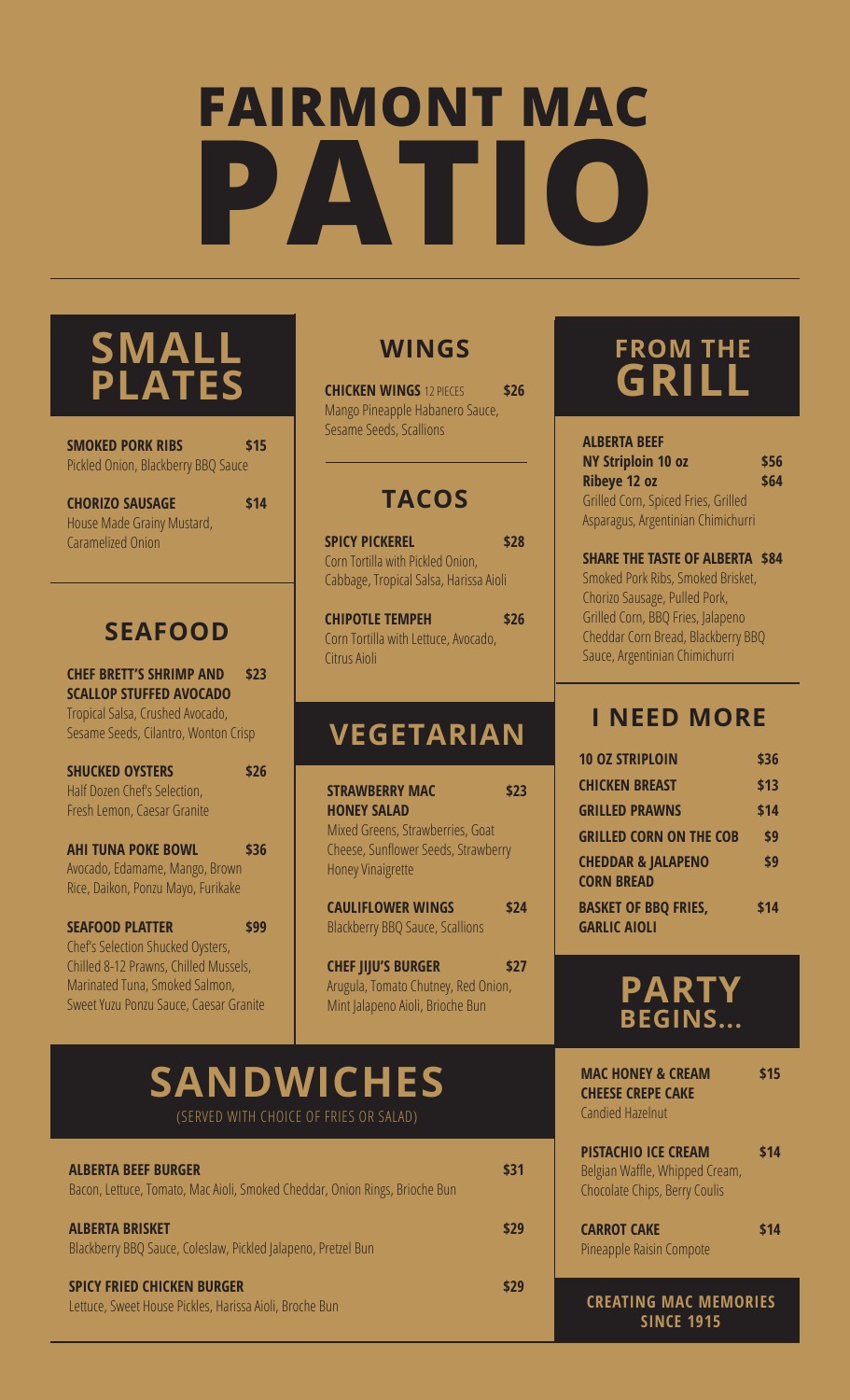# FAIRMONT MAC PATIO

## SMALL PLATES

**SMOKED PORK RIBS** **$15**
Pickled Onion, Blackberry BBQ Sauce

**CHORIZO SAUSAGE** **$14**
House Made Grainy Mustard, Caramelized Onion

## SEAFOOD

**CHEF BRETT'S SHRIMP AND SCALLOP STUFFED AVOCADO** **$23**
Tropical Salsa, Crushed Avocado, Sesame Seeds, Cilantro, Wonton Crisp

**SHUCKED OYSTERS** **$26**
Half Dozen Chef's Selection, Fresh Lemon, Caesar Granite

**AHI TUNA POKE BOWL** **$36**
Avocado, Edamame, Mango, Brown Rice, Daikon, Ponzu Mayo, Furikake

**SEAFOOD PLATTER** **$99**
Chef's Selection Shucked Oysters, Chilled 8-12 Prawns, Chilled Mussels, Marinated Tuna, Smoked Salmon, Sweet Yuzu Ponzu Sauce, Caesar Granite

## WINGS

**CHICKEN WINGS** 12 PIECES **$26**
Mango Pineapple Habanero Sauce, Sesame Seeds, Scallions

## TACOS

**SPICY PICKEREL** **$28**
Corn Tortilla with Pickled Onion, Cabbage, Tropical Salsa, Harissa Aioli

**CHIPOTLE TEMPEH** **$26**
Corn Tortilla with Lettuce, Avocado, Citrus Aioli

## VEGETARIAN

**STRAWBERRY MAC HONEY SALAD** **$23**
Mixed Greens, Strawberries, Goat Cheese, Sunflower Seeds, Strawberry Honey Vinaigrette

**CAULIFLOWER WINGS** **$24**
Blackberry BBQ Sauce, Scallions

**CHEF JIJU'S BURGER** **$27**
Arugula, Tomato Chutney, Red Onion, Mint Jalapeno Aioli, Brioche Bun

## SANDWICHES

(SERVED WITH CHOICE OF FRIES OR SALAD)

**ALBERTA BEEF BURGER** **$31**
Bacon, Lettuce, Tomato, Mac Aioli, Smoked Cheddar, Onion Rings, Brioche Bun

**ALBERTA BRISKET** **$29**
Blackberry BBQ Sauce, Coleslaw, Pickled Jalapeno, Pretzel Bun

**SPICY FRIED CHICKEN BURGER** **$29**
Lettuce, Sweet House Pickles, Harissa Aioli, Broche Bun

## FROM THE GRILL

**ALBERTA BEEF**
**NY Striploin 10 oz** **$56**
**Ribeye 12 oz** **$64**
Grilled Corn, Spiced Fries, Grilled Asparagus, Argentinian Chimichurri

**SHARE THE TASTE OF ALBERTA** **$84**
Smoked Pork Ribs, Smoked Brisket, Chorizo Sausage, Pulled Pork, Grilled Corn, BBQ Fries, Jalapeno Cheddar Corn Bread, Blackberry BBQ Sauce, Argentinian Chimichurri

## I NEED MORE

| | |
|---|---|
| **10 OZ STRIPLOIN** | **$36** |
| **CHICKEN BREAST** | **$13** |
| **GRILLED PRAWNS** | **$14** |
| **GRILLED CORN ON THE COB** | **$9** |
| **CHEDDAR & JALAPENO CORN BREAD** | **$9** |
| **BASKET OF BBQ FRIES, GARLIC AIOLI** | **$14** |

## PARTY BEGINS...

**MAC HONEY & CREAM CHEESE CREPE CAKE** **$15**
Candied Hazelnut

**PISTACHIO ICE CREAM** **$14**
Belgian Waffle, Whipped Cream, Chocolate Chips, Berry Coulis

**CARROT CAKE** **$14**
Pineapple Raisin Compote

**CREATING MAC MEMORIES SINCE 1915**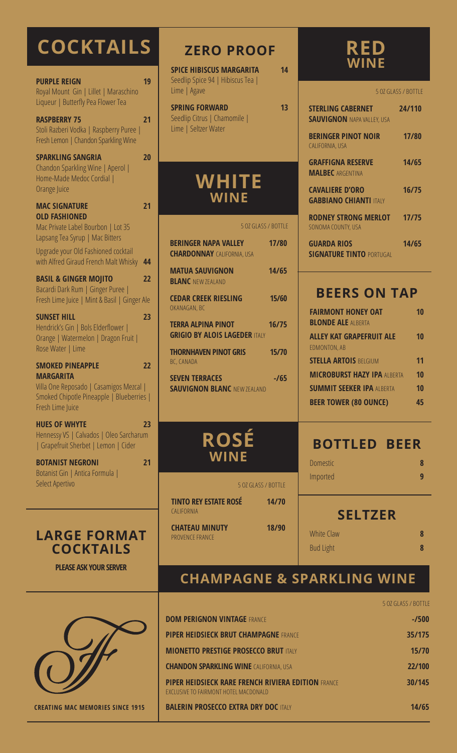# COCKTAILS

**PURPLE REIGN** 19
Royal Mount Gin | Lillet | Maraschino Liqueur | Butterfly Pea Flower Tea

**RASPBERRY 75** 21
Stoli Razberi Vodka | Raspberry Puree | Fresh Lemon | Chandon Sparkling Wine

**SPARKLING SANGRIA** 20
Chandon Sparkling Wine | Aperol | Home-Made Medoc Cordial | Orange Juice

**MAC SIGNATURE OLD FASHIONED** 21
Mac Private Label Bourbon | Lot 35 Lapsang Tea Syrup | Mac Bitters

Upgrade your Old Fashioned cocktail with Alfred Giraud French Malt Whisky **44**

**BASIL & GINGER MOJITO** 22
Bacardi Dark Rum | Ginger Puree | Fresh Lime Juice | Mint & Basil | Ginger Ale

**SUNSET HILL** 23
Hendrick's Gin | Bols Elderflower | Orange | Watermelon | Dragon Fruit | Rose Water | Lime

**SMOKED PINEAPPLE MARGARITA** 22
Villa One Reposado | Casamigos Mezcal | Smoked Chipotle Pineapple | Blueberries | Fresh Lime Juice

**HUES OF WHYTE** 23
Hennessy VS | Calvados | Oleo Sacharum | Grapefruit Sherbet | Lemon | Cider

**BOTANIST NEGRONI** 21
Botanist Gin | Antica Formula | Select Apertivo

## LARGE FORMAT COCKTAILS

**PLEASE ASK YOUR SERVER**

**CREATING MAC MEMORIES SINCE 1915**

# ZERO PROOF

**SPICE HIBISCUS MARGARITA** 14
Seedlip Spice 94 | Hibiscus Tea | Lime | Agave

**SPRING FORWARD** 13
Seedlip Citrus | Chamomile | Lime | Seltzer Water

# WHITE WINE

5 OZ GLASS / BOTTLE

| | |
|---|---|
| **BERINGER NAPA VALLEY CHARDONNAY** CALIFORNIA, USA | 17/80 |
| **MATUA SAUVIGNON BLANC** NEW ZEALAND | 14/65 |
| **CEDAR CREEK RIESLING** OKANAGAN, BC | 15/60 |
| **TERRA ALPINA PINOT GRIGIO BY ALOIS LAGEDER** ITALY | 16/75 |
| **THORNHAVEN PINOT GRIS** BC, CANADA | 15/70 |
| **SEVEN TERRACES SAUVIGNON BLANC** NEW ZEALAND | -/65 |

# ROSÉ WINE

5 OZ GLASS / BOTTLE

| | |
|---|---|
| **TINTO REY ESTATE ROSÉ** CALIFORNIA | 14/70 |
| **CHATEAU MINUTY** PROVENCE FRANCE | 18/90 |

# RED WINE

5 OZ GLASS / BOTTLE

| | |
|---|---|
| **STERLING CABERNET SAUVIGNON** NAPA VALLEY, USA | 24/110 |
| **BERINGER PINOT NOIR** CALIFORNIA, USA | 17/80 |
| **GRAFFIGNA RESERVE MALBEC** ARGENTINA | 14/65 |
| **CAVALIERE D'ORO GABBIANO CHIANTI** ITALY | 16/75 |
| **RODNEY STRONG MERLOT** SONOMA COUNTY, USA | 17/75 |
| **GUARDA RIOS SIGNATURE TINTO** PORTUGAL | 14/65 |

# BEERS ON TAP

| | |
|---|---|
| **FAIRMONT HONEY OAT BLONDE ALE** ALBERTA | 10 |
| **ALLEY KAT GRAPEFRUIT ALE** EDMONTON, AB | 10 |
| **STELLA ARTOIS** BELGIUM | 11 |
| **MICROBURST HAZY IPA** ALBERTA | 10 |
| **SUMMIT SEEKER IPA** ALBERTA | 10 |
| **BEER TOWER (80 OUNCE)** | 45 |

# BOTTLED BEER

| | |
|---|---|
| Domestic | 8 |
| Imported | 9 |

# SELTZER

| | |
|---|---|
| White Claw | 8 |
| Bud Light | 8 |

# CHAMPAGNE & SPARKLING WINE

5 OZ GLASS / BOTTLE

| | |
|---|---|
| **DOM PERIGNON VINTAGE** FRANCE | -/500 |
| **PIPER HEIDSIECK BRUT CHAMPAGNE** FRANCE | 35/175 |
| **MIONETTO PRESTIGE PROSECCO BRUT** ITALY | 15/70 |
| **CHANDON SPARKLING WINE** CALIFORNIA, USA | 22/100 |
| **PIPER HEIDSIECK RARE FRENCH RIVIERA EDITION** FRANCE EXCLUSIVE TO FAIRMONT HOTEL MACDONALD | 30/145 |
| **BALERIN PROSECCO EXTRA DRY DOC** ITALY | 14/65 |